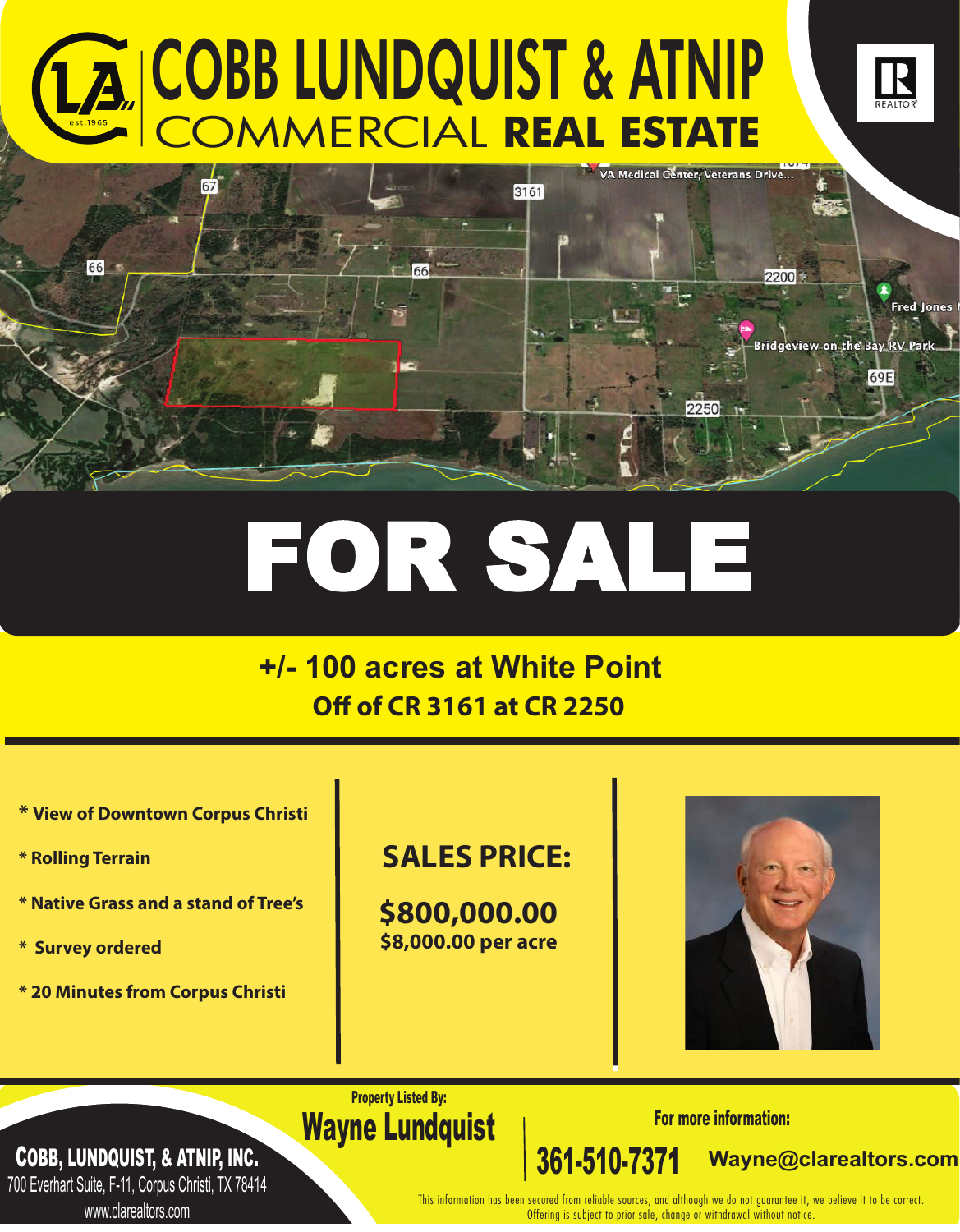# COBB LUNDQUIST & ATNIP
## COMMERCIAL REAL ESTATE

est.1965

REALTOR

# FOR SALE

## +/- 100 acres at White Point

### Off of CR 3161 at CR 2250

* **View of Downtown Corpus Christi**
* **Rolling Terrain**
* **Native Grass and a stand of Tree's**
* **Survey ordered**
* **20 Minutes from Corpus Christi**

## SALES PRICE:

**$800,000.00**
**$8,000.00 per acre**

Property Listed By:
**Wayne Lundquist**

For more information:
**361-510-7371** **Wayne@clarealtors.com**

**COBB, LUNDQUIST, & ATNIP, INC.**
700 Everhart Suite, F-11, Corpus Christi, TX 78414
www.clarealtors.com

This information has been secured from reliable sources, and although we do not guarantee it, we believe it to be correct. Offering is subject to prior sale, change or withdrawal without notice.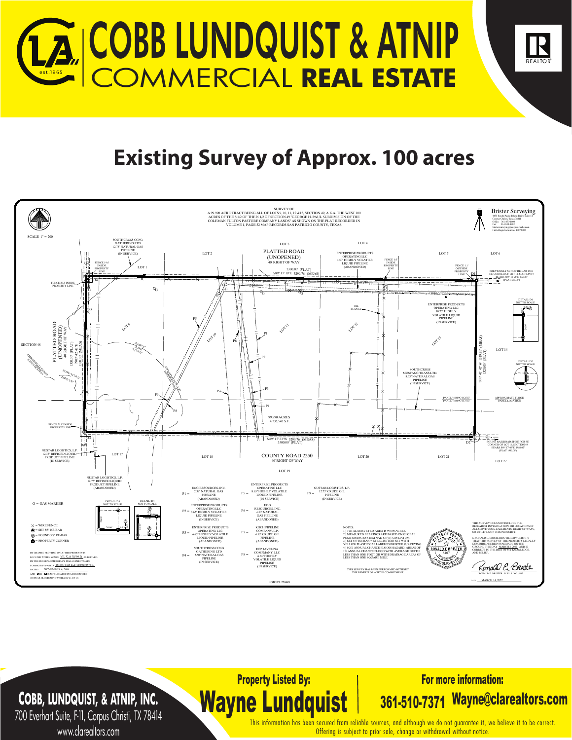# COBB LUNDQUIST & ATNIP
## COMMERCIAL REAL ESTATE

# Existing Survey of Approx. 100 acres

SURVEY OF
A 99.990 ACRE TRACT BEING ALL OF LOTS 9, 10, 11, 12 &13, SECTION 49, A.K.A. THE WEST 100 ACRES OF THE S 1/2 OF THE N 1/2 OF SECTION 49 "GEORGE H. PAUL SUBDIVISION OF THE COLEMAN FULTON PASTURE COMPANY LANDS" AS SHOWN ON THE PLAT RECORDED IN VOLUME 1, PAGE 32 MAP RECORDS SAN PATRICIO COUNTY, TEXAS.

Brister Surveying

SCALE 1" = 200'

99.990 ACRES
4,335,542 S.F.

PLATTED ROAD (UNOPENED) 40' RIGHT OF WAY

COUNTY ROAD 2250 40' RIGHT OF WAY

3300.00' (PLAT) S89° 17' 18"E 3299.76' (MEAS)

N89° 17' 23"W 3299.76' (MEAS) 3300.00' (PLAT)

1320.00' (PLAT) N00° 42' 42"E 1320.00' (MEAS)

S00° 42' 42"W 1319.91' (MEAS) 1320.00' (PLAT)

G = GAS MARKER

- ✕ = WIRE FENCE
- ◉ = SET 5/8" RE-BAR
- ◎ = FOUND 5/8" RE-BAR
- ● = PROPERTY CORNER

| | | | | | |
|---|---|---|---|---|---|
| P1 = | EOG RESOURCES, INC. 2.38" NATURAL GAS PIPELINE (ABANDONED) | P5 = | ENTERPRISE PRODUCTS OPERATING LLC 8.63" HIGHLY VOLATILE LIQUID PIPELINE (IN SERVICE) | P9 = | NUSTAR LOGISTICS, L.P. 12.75" CRUDE OIL PIPELINE (IN SERVICE) |
| P2 = | ENTERPRISE PRODUCTS OPERATING LLC 8.63" HIGHLY VOLATILE LIQUID PIPELINE (IN SERVICE) | P6 = | EOG RESOURCES, INC. 4.50" NATURAL GAS PIPELINE (ABANDONED) | | |
| P3 = | ENTERPRISE PRODUCTS OPERATING LLC 6.63" HIGHLY VOLATILE LIQUID PIPELINE (ABANDONED) | P7 = | KOCH PIPELINE COMPANY, L.P. 4.50" CRUDE OIL PIPELINE (ABANDONED) | | |
| P4 = | SOUTHCROSS CCNG GATHERING LTD 3.50" NATURAL GAS PIPELINE (IN SERVICE) | P8 = | HEP JAVELINA COMPNANY, LLC 6.63" HIGHLY VOLATILE LIQUID PIPELINE (IN SERVICE) | | |

BY GRAPHIC PLOTTING ONLY, THIS PROPERTY IS LOCATED WITHIN ZONES VE, X, & X(Y0.2) AS DEFINED BY THE FEDERAL EMERGENCY MANAGEMENT MAPS. COMMUNITY PANELS 48409C 0425 E & 48409C 0575 E DATED NOVEMBER 4, 2016 AND IS NOT LOCATED IN A DESIGNATED 100 YEAR FLOOD ZONE WITH A B.F.E. OF 15'.

NOTES:
1.) TOTAL SURVEYED AREA IS 99.990 ACRES.
2.) MEASURED BEARINGS ARE BASED ON GLOBAL POSITIONING SYSTEM NAD 83 (93) 4205 DATUM.
3.) SET 5/8" RE-BAR = STEEL RE-BAR SET WITH YELLOW PLASTIC CAP LABELED BRISTER SURVEYING.
4.) 0.2% ANNUAL CHANCE FLOOD HAZARD, AREAS OF 1% ANNUAL CHANCE FLOOD WITH AVERAGE DEPTH LESS THAN ONE FOOT OR WITH DRAINAGE AREAS OF LESS THAN ONE SQUARE MILE.

THIS SURVEY HAS BEEN PERFORMED WITHOUT THE BENEFIT OF A TITLE COMMITMENT.

THIS SURVEY DOES NOT INCLUDE THE RESEARCH, INVESTIGATION, OR LOCATIONS OF ALL SERVITUDES, EASEMENTS, RIGHT OF WAYS, OR UTILITIES ON THIS PROPERTY.

I, RONALD E. BRISTER DO HEREBY CERTIFY THAT THIS SURVEY OF THE PROPERTY LEGALLY DESCRIBED HEREIN WAS MADE ON THE GROUND THIS DAY MARCH 2, 2022 AND IS CORRECT TO THE BEST OF MY KNOWLEDGE AND BELIEF.

RONALD E. BRISTER R.P.L.S. NO. 5407

DATE MARCH 14, 2022

JOB NO. 220449

**COBB, LUNDQUIST, & ATNIP, INC.**
700 Everhart Suite, F-11, Corpus Christi, TX 78414
www.clarealtors.com

**Property Listed By:**
**Wayne Lundquist**

**For more information:**
**361-510-7371 Wayne@clarealtors.com**

This information has been secured from reliable sources, and although we do not guarantee it, we believe it to be correct. Offering is subject to prior sale, change or withdrawal without notice.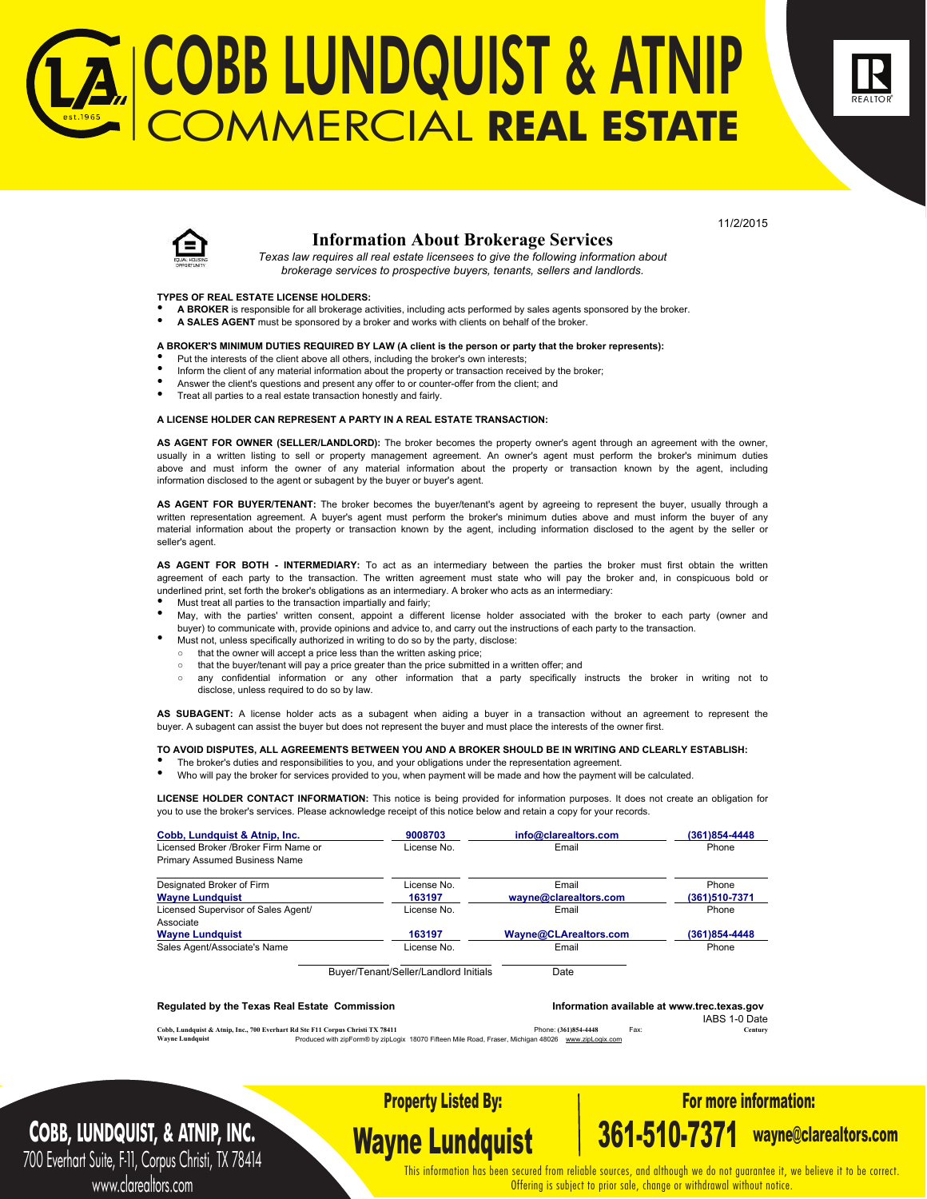# COBB LUNDQUIST & ATNIP COMMERCIAL REAL ESTATE

11/2/2015

## Information About Brokerage Services

*Texas law requires all real estate licensees to give the following information about brokerage services to prospective buyers, tenants, sellers and landlords.*

**TYPES OF REAL ESTATE LICENSE HOLDERS:**

- **A BROKER** is responsible for all brokerage activities, including acts performed by sales agents sponsored by the broker.
- **A SALES AGENT** must be sponsored by a broker and works with clients on behalf of the broker.

**A BROKER'S MINIMUM DUTIES REQUIRED BY LAW (A client is the person or party that the broker represents):**

- Put the interests of the client above all others, including the broker's own interests;
- Inform the client of any material information about the property or transaction received by the broker;
- Answer the client's questions and present any offer to or counter-offer from the client; and
- Treat all parties to a real estate transaction honestly and fairly.

**A LICENSE HOLDER CAN REPRESENT A PARTY IN A REAL ESTATE TRANSACTION:**

**AS AGENT FOR OWNER (SELLER/LANDLORD):** The broker becomes the property owner's agent through an agreement with the owner, usually in a written listing to sell or property management agreement. An owner's agent must perform the broker's minimum duties above and must inform the owner of any material information about the property or transaction known by the agent, including information disclosed to the agent or subagent by the buyer or buyer's agent.

**AS AGENT FOR BUYER/TENANT:** The broker becomes the buyer/tenant's agent by agreeing to represent the buyer, usually through a written representation agreement. A buyer's agent must perform the broker's minimum duties above and must inform the buyer of any material information about the property or transaction known by the agent, including information disclosed to the agent by the seller or seller's agent.

**AS AGENT FOR BOTH - INTERMEDIARY:** To act as an intermediary between the parties the broker must first obtain the written agreement of each party to the transaction. The written agreement must state who will pay the broker and, in conspicuous bold or underlined print, set forth the broker's obligations as an intermediary. A broker who acts as an intermediary:

- Must treat all parties to the transaction impartially and fairly;
- May, with the parties' written consent, appoint a different license holder associated with the broker to each party (owner and buyer) to communicate with, provide opinions and advice to, and carry out the instructions of each party to the transaction.
- Must not, unless specifically authorized in writing to do so by the party, disclose:
  - that the owner will accept a price less than the written asking price;
  - that the buyer/tenant will pay a price greater than the price submitted in a written offer; and
  - any confidential information or any other information that a party specifically instructs the broker in writing not to disclose, unless required to do so by law.

**AS SUBAGENT:** A license holder acts as a subagent when aiding a buyer in a transaction without an agreement to represent the buyer. A subagent can assist the buyer but does not represent the buyer and must place the interests of the owner first.

**TO AVOID DISPUTES, ALL AGREEMENTS BETWEEN YOU AND A BROKER SHOULD BE IN WRITING AND CLEARLY ESTABLISH:**

- The broker's duties and responsibilities to you, and your obligations under the representation agreement.
- Who will pay the broker for services provided to you, when payment will be made and how the payment will be calculated.

**LICENSE HOLDER CONTACT INFORMATION:** This notice is being provided for information purposes. It does not create an obligation for you to use the broker's services. Please acknowledge receipt of this notice below and retain a copy for your records.

| | | | |
|---|---|---|---|
| **Cobb, Lundquist & Atnip, Inc.** | **9008703** | **info@clarealtors.com** | **(361)854-4448** |
| Licensed Broker /Broker Firm Name or Primary Assumed Business Name | License No. | Email | Phone |
| | | | |
| Designated Broker of Firm | License No. | Email | Phone |
| **Wayne Lundquist** | **163197** | **wayne@clarealtors.com** | **(361)510-7371** |
| Licensed Supervisor of Sales Agent/ Associate | License No. | Email | Phone |
| **Wayne Lundquist** | **163197** | **Wayne@CLArealtors.com** | **(361)854-4448** |
| Sales Agent/Associate's Name | License No. | Email | Phone |

Buyer/Tenant/Seller/Landlord Initials　　　Date

**Regulated by the Texas Real Estate Commission**　　　**Information available at www.trec.texas.gov**

IABS 1-0 Date

Cobb, Lundquist & Atnip, Inc., 700 Everhart Rd Ste F11 Corpus Christi TX 78411　Phone: (361)854-4448　Fax:　Century
Wayne Lundquist　Produced with zipForm® by zipLogix 18070 Fifteen Mile Road, Fraser, Michigan 48026 www.zipLogix.com

**COBB, LUNDQUIST, & ATNIP, INC.**
700 Everhart Suite, F-11, Corpus Christi, TX 78414
www.clarealtors.com

**Property Listed By:**
**Wayne Lundquist**

**For more information:**
**361-510-7371** **wayne@clarealtors.com**

This information has been secured from reliable sources, and although we do not guarantee it, we believe it to be correct. Offering is subject to prior sale, change or withdrawal without notice.